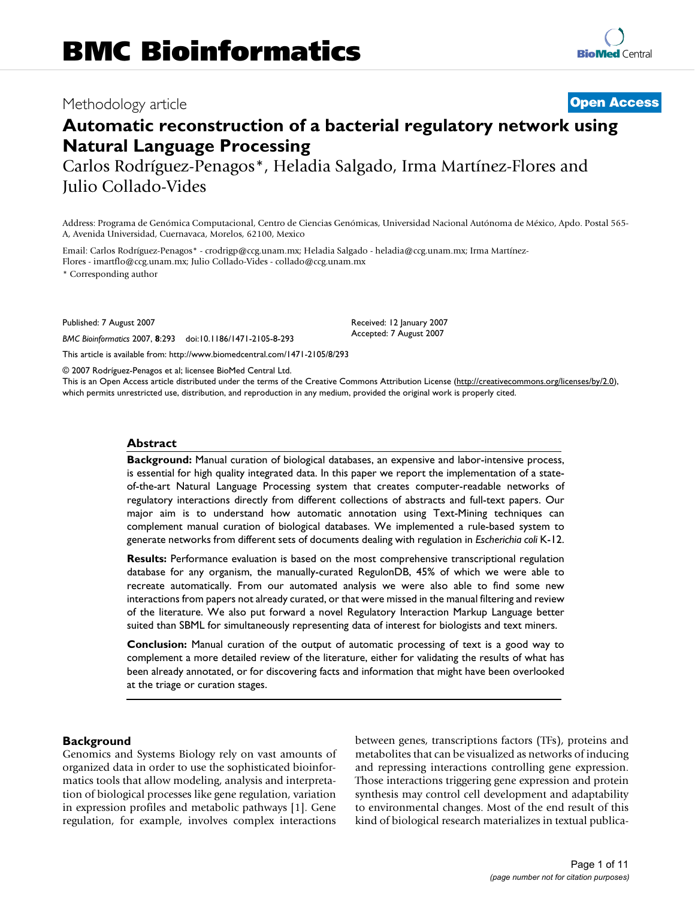# BMC Bioinformatics

Methodology article **Open Access**

# Automatic reconstruction of a bacterial regulatory network using Natural Language Processing

Carlos Rodríguez-Penagos*, Heladia Salgado, Irma Martínez-Flores and Julio Collado-Vides

Address: Programa de Genómica Computacional, Centro de Ciencias Genómicas, Universidad Nacional Autónoma de México, Apdo. Postal 565-A, Avenida Universidad, Cuernavaca, Morelos, 62100, Mexico

Email: Carlos Rodríguez-Penagos* - crodrigp@ccg.unam.mx; Heladia Salgado - heladia@ccg.unam.mx; Irma Martínez-Flores - imartflo@ccg.unam.mx; Julio Collado-Vides - collado@ccg.unam.mx

\* Corresponding author

Published: 7 August 2007

*BMC Bioinformatics* 2007, **8**:293 doi:10.1186/1471-2105-8-293

Received: 12 January 2007
Accepted: 7 August 2007

This article is available from: http://www.biomedcentral.com/1471-2105/8/293

© 2007 Rodríguez-Penagos et al; licensee BioMed Central Ltd.
This is an Open Access article distributed under the terms of the Creative Commons Attribution License (http://creativecommons.org/licenses/by/2.0), which permits unrestricted use, distribution, and reproduction in any medium, provided the original work is properly cited.

## Abstract

**Background:** Manual curation of biological databases, an expensive and labor-intensive process, is essential for high quality integrated data. In this paper we report the implementation of a state-of-the-art Natural Language Processing system that creates computer-readable networks of regulatory interactions directly from different collections of abstracts and full-text papers. Our major aim is to understand how automatic annotation using Text-Mining techniques can complement manual curation of biological databases. We implemented a rule-based system to generate networks from different sets of documents dealing with regulation in *Escherichia coli* K-12.

**Results:** Performance evaluation is based on the most comprehensive transcriptional regulation database for any organism, the manually-curated RegulonDB, 45% of which we were able to recreate automatically. From our automated analysis we were also able to find some new interactions from papers not already curated, or that were missed in the manual filtering and review of the literature. We also put forward a novel Regulatory Interaction Markup Language better suited than SBML for simultaneously representing data of interest for biologists and text miners.

**Conclusion:** Manual curation of the output of automatic processing of text is a good way to complement a more detailed review of the literature, either for validating the results of what has been already annotated, or for discovering facts and information that might have been overlooked at the triage or curation stages.

## Background

Genomics and Systems Biology rely on vast amounts of organized data in order to use the sophisticated bioinformatics tools that allow modeling, analysis and interpretation of biological processes like gene regulation, variation in expression profiles and metabolic pathways [1]. Gene regulation, for example, involves complex interactions between genes, transcriptions factors (TFs), proteins and metabolites that can be visualized as networks of inducing and repressing interactions controlling gene expression. Those interactions triggering gene expression and protein synthesis may control cell development and adaptability to environmental changes. Most of the end result of this kind of biological research materializes in textual publica-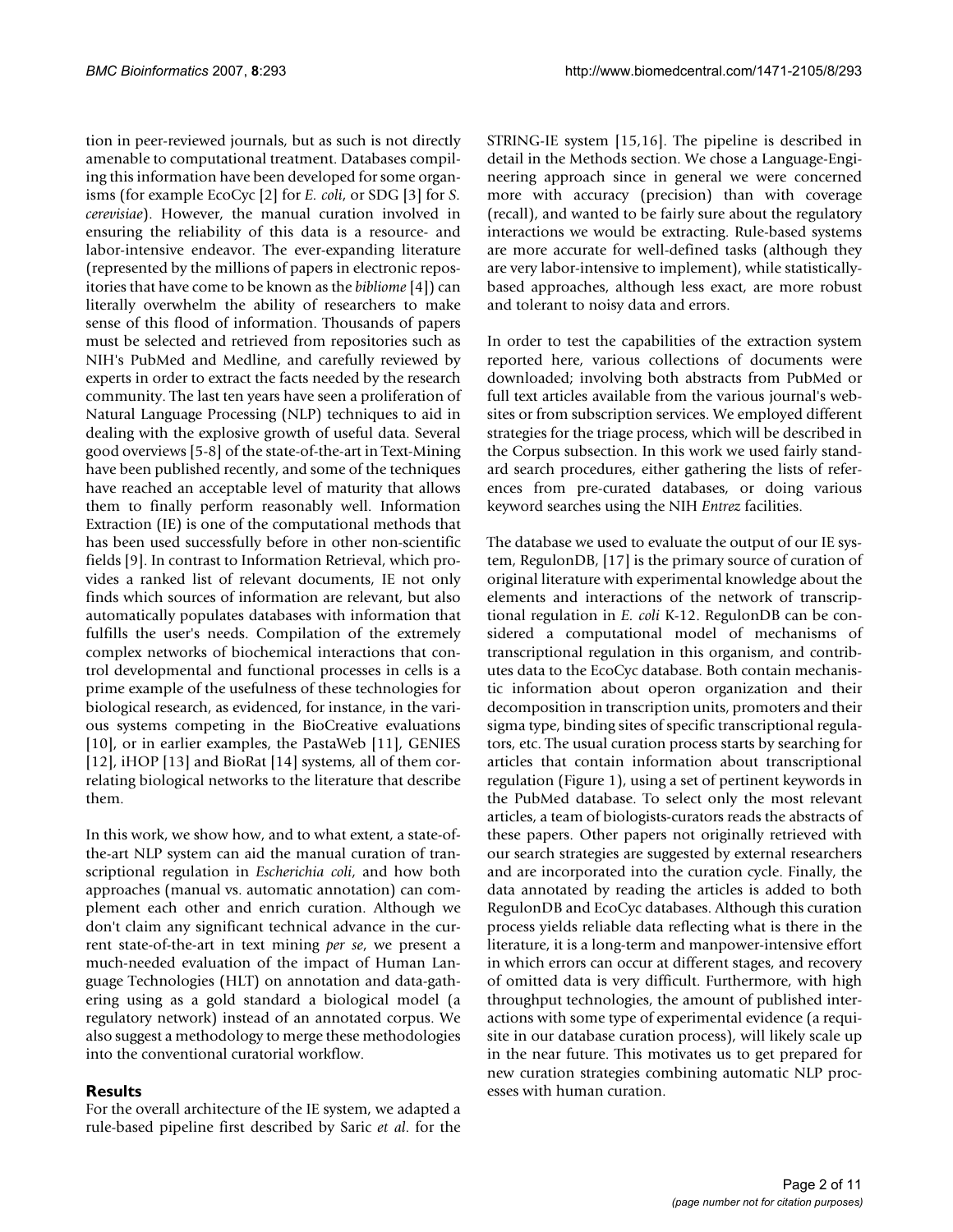tion in peer-reviewed journals, but as such is not directly amenable to computational treatment. Databases compiling this information have been developed for some organisms (for example EcoCyc [2] for *E. coli*, or SDG [3] for *S. cerevisiae*). However, the manual curation involved in ensuring the reliability of this data is a resource- and labor-intensive endeavor. The ever-expanding literature (represented by the millions of papers in electronic repositories that have come to be known as the *bibliome* [4]) can literally overwhelm the ability of researchers to make sense of this flood of information. Thousands of papers must be selected and retrieved from repositories such as NIH's PubMed and Medline, and carefully reviewed by experts in order to extract the facts needed by the research community. The last ten years have seen a proliferation of Natural Language Processing (NLP) techniques to aid in dealing with the explosive growth of useful data. Several good overviews [5-8] of the state-of-the-art in Text-Mining have been published recently, and some of the techniques have reached an acceptable level of maturity that allows them to finally perform reasonably well. Information Extraction (IE) is one of the computational methods that has been used successfully before in other non-scientific fields [9]. In contrast to Information Retrieval, which provides a ranked list of relevant documents, IE not only finds which sources of information are relevant, but also automatically populates databases with information that fulfills the user's needs. Compilation of the extremely complex networks of biochemical interactions that control developmental and functional processes in cells is a prime example of the usefulness of these technologies for biological research, as evidenced, for instance, in the various systems competing in the BioCreative evaluations [10], or in earlier examples, the PastaWeb [11], GENIES [12], iHOP [13] and BioRat [14] systems, all of them correlating biological networks to the literature that describe them.

In this work, we show how, and to what extent, a state-of-the-art NLP system can aid the manual curation of transcriptional regulation in *Escherichia coli*, and how both approaches (manual vs. automatic annotation) can complement each other and enrich curation. Although we don't claim any significant technical advance in the current state-of-the-art in text mining *per se*, we present a much-needed evaluation of the impact of Human Language Technologies (HLT) on annotation and data-gathering using as a gold standard a biological model (a regulatory network) instead of an annotated corpus. We also suggest a methodology to merge these methodologies into the conventional curatorial workflow.

## Results

For the overall architecture of the IE system, we adapted a rule-based pipeline first described by Saric *et al*. for the STRING-IE system [15,16]. The pipeline is described in detail in the Methods section. We chose a Language-Engineering approach since in general we were concerned more with accuracy (precision) than with coverage (recall), and wanted to be fairly sure about the regulatory interactions we would be extracting. Rule-based systems are more accurate for well-defined tasks (although they are very labor-intensive to implement), while statistically-based approaches, although less exact, are more robust and tolerant to noisy data and errors.

In order to test the capabilities of the extraction system reported here, various collections of documents were downloaded; involving both abstracts from PubMed or full text articles available from the various journal's websites or from subscription services. We employed different strategies for the triage process, which will be described in the Corpus subsection. In this work we used fairly standard search procedures, either gathering the lists of references from pre-curated databases, or doing various keyword searches using the NIH *Entrez* facilities.

The database we used to evaluate the output of our IE system, RegulonDB, [17] is the primary source of curation of original literature with experimental knowledge about the elements and interactions of the network of transcriptional regulation in *E. coli* K-12. RegulonDB can be considered a computational model of mechanisms of transcriptional regulation in this organism, and contributes data to the EcoCyc database. Both contain mechanistic information about operon organization and their decomposition in transcription units, promoters and their sigma type, binding sites of specific transcriptional regulators, etc. The usual curation process starts by searching for articles that contain information about transcriptional regulation (Figure 1), using a set of pertinent keywords in the PubMed database. To select only the most relevant articles, a team of biologists-curators reads the abstracts of these papers. Other papers not originally retrieved with our search strategies are suggested by external researchers and are incorporated into the curation cycle. Finally, the data annotated by reading the articles is added to both RegulonDB and EcoCyc databases. Although this curation process yields reliable data reflecting what is there in the literature, it is a long-term and manpower-intensive effort in which errors can occur at different stages, and recovery of omitted data is very difficult. Furthermore, with high throughput technologies, the amount of published interactions with some type of experimental evidence (a requisite in our database curation process), will likely scale up in the near future. This motivates us to get prepared for new curation strategies combining automatic NLP processes with human curation.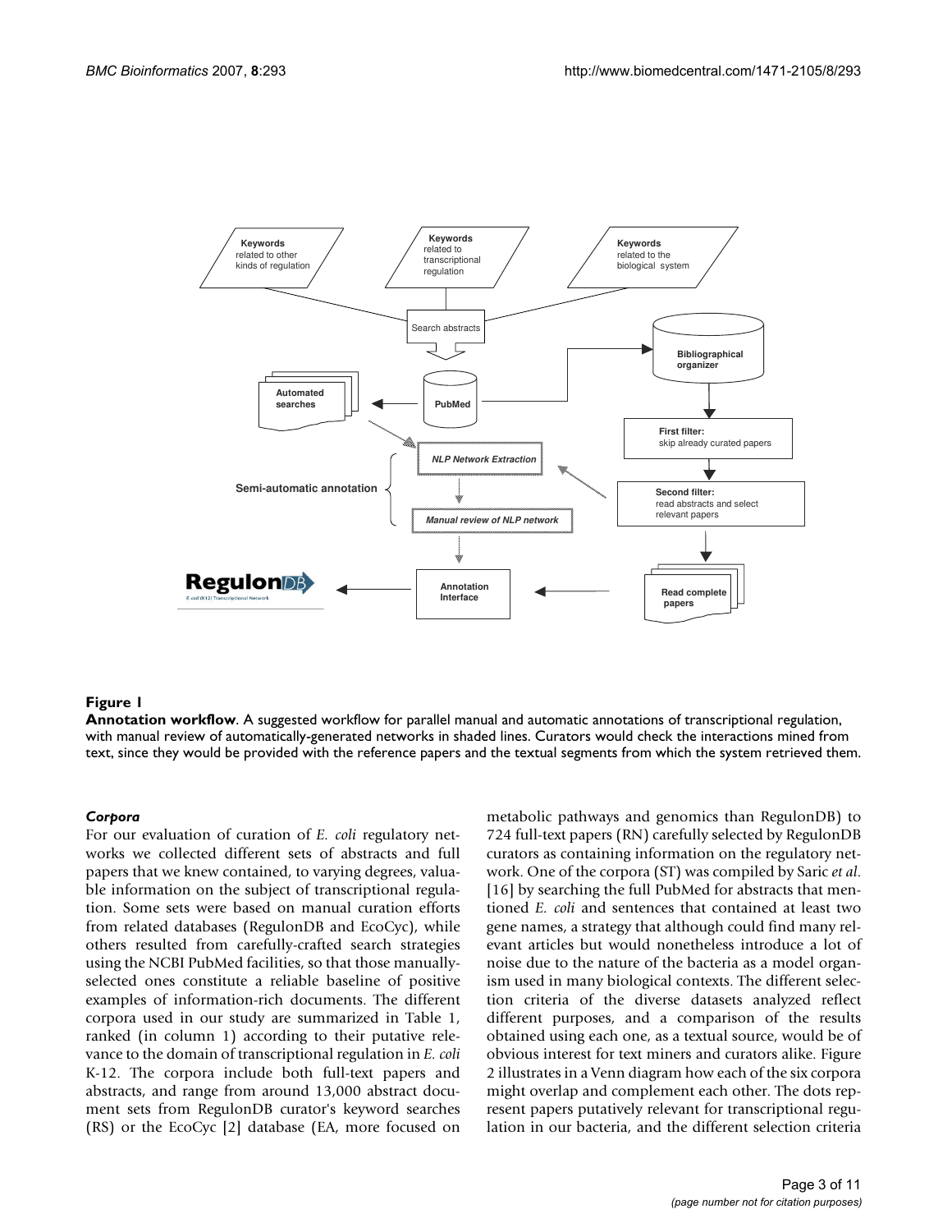**Figure 1**

**Annotation workflow**. A suggested workflow for parallel manual and automatic annotations of transcriptional regulation, with manual review of automatically-generated networks in shaded lines. Curators would check the interactions mined from text, since they would be provided with the reference papers and the textual segments from which the system retrieved them.

### *Corpora*

For our evaluation of curation of *E. coli* regulatory networks we collected different sets of abstracts and full papers that we knew contained, to varying degrees, valuable information on the subject of transcriptional regulation. Some sets were based on manual curation efforts from related databases (RegulonDB and EcoCyc), while others resulted from carefully-crafted search strategies using the NCBI PubMed facilities, so that those manually-selected ones constitute a reliable baseline of positive examples of information-rich documents. The different corpora used in our study are summarized in Table 1, ranked (in column 1) according to their putative relevance to the domain of transcriptional regulation in *E. coli* K-12. The corpora include both full-text papers and abstracts, and range from around 13,000 abstract document sets from RegulonDB curator's keyword searches (RS) or the EcoCyc [2] database (EA, more focused on metabolic pathways and genomics than RegulonDB) to 724 full-text papers (RN) carefully selected by RegulonDB curators as containing information on the regulatory network. One of the corpora (ST) was compiled by Saric *et al.* [16] by searching the full PubMed for abstracts that mentioned *E. coli* and sentences that contained at least two gene names, a strategy that although could find many relevant articles but would nonetheless introduce a lot of noise due to the nature of the bacteria as a model organism used in many biological contexts. The different selection criteria of the diverse datasets analyzed reflect different purposes, and a comparison of the results obtained using each one, as a textual source, would be of obvious interest for text miners and curators alike. Figure 2 illustrates in a Venn diagram how each of the six corpora might overlap and complement each other. The dots represent papers putatively relevant for transcriptional regulation in our bacteria, and the different selection criteria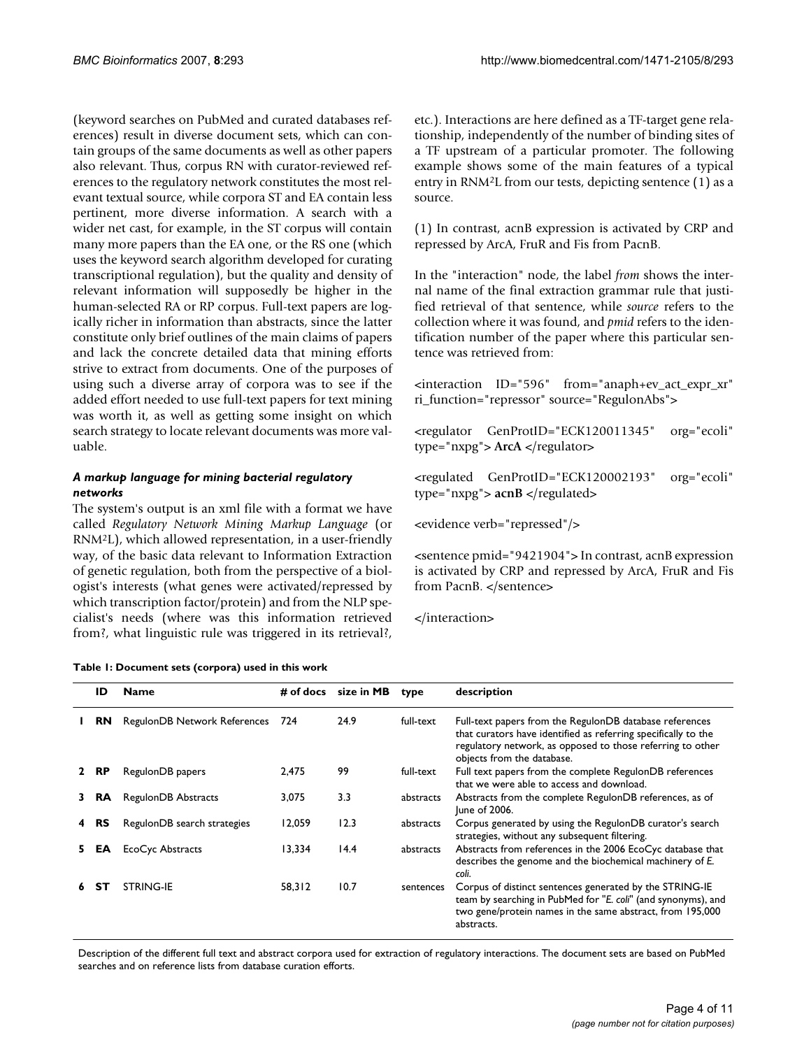(keyword searches on PubMed and curated databases references) result in diverse document sets, which can contain groups of the same documents as well as other papers also relevant. Thus, corpus RN with curator-reviewed references to the regulatory network constitutes the most relevant textual source, while corpora ST and EA contain less pertinent, more diverse information. A search with a wider net cast, for example, in the ST corpus will contain many more papers than the EA one, or the RS one (which uses the keyword search algorithm developed for curating transcriptional regulation), but the quality and density of relevant information will supposedly be higher in the human-selected RA or RP corpus. Full-text papers are logically richer in information than abstracts, since the latter constitute only brief outlines of the main claims of papers and lack the concrete detailed data that mining efforts strive to extract from documents. One of the purposes of using such a diverse array of corpora was to see if the added effort needed to use full-text papers for text mining was worth it, as well as getting some insight on which search strategy to locate relevant documents was more valuable.

### *A markup language for mining bacterial regulatory networks*

The system's output is an xml file with a format we have called *Regulatory Network Mining Markup Language* (or RNM²L), which allowed representation, in a user-friendly way, of the basic data relevant to Information Extraction of genetic regulation, both from the perspective of a biologist's interests (what genes were activated/repressed by which transcription factor/protein) and from the NLP specialist's needs (where was this information retrieved from?, what linguistic rule was triggered in its retrieval?, etc.). Interactions are here defined as a TF-target gene relationship, independently of the number of binding sites of a TF upstream of a particular promoter. The following example shows some of the main features of a typical entry in RNM²L from our tests, depicting sentence (1) as a source.

(1) In contrast, acnB expression is activated by CRP and repressed by ArcA, FruR and Fis from PacnB.

In the "interaction" node, the label *from* shows the internal name of the final extraction grammar rule that justified retrieval of that sentence, while *source* refers to the collection where it was found, and *pmid* refers to the identification number of the paper where this particular sentence was retrieved from:

<interaction ID="596" from="anaph+ev_act_expr_xr" ri_function="repressor" source="RegulonAbs">

<regulator GenProtID="ECK120011345" org="ecoli" type="nxpg"> **ArcA** </regulator>

<regulated GenProtID="ECK120002193" org="ecoli" type="nxpg"> **acnB** </regulated>

<evidence verb="repressed"/>

<sentence pmid="9421904"> In contrast, acnB expression is activated by CRP and repressed by ArcA, FruR and Fis from PacnB. </sentence>

</interaction>

**Table 1: Document sets (corpora) used in this work**

| | ID | Name | # of docs | size in MB | type | description |
|---|---|---|---|---|---|---|
| 1 | **RN** | RegulonDB Network References | 724 | 24.9 | full-text | Full-text papers from the RegulonDB database references that curators have identified as referring specifically to the regulatory network, as opposed to those referring to other objects from the database. |
| 2 | **RP** | RegulonDB papers | 2,475 | 99 | full-text | Full text papers from the complete RegulonDB references that we were able to access and download. |
| 3 | **RA** | RegulonDB Abstracts | 3,075 | 3.3 | abstracts | Abstracts from the complete RegulonDB references, as of June of 2006. |
| 4 | **RS** | RegulonDB search strategies | 12,059 | 12.3 | abstracts | Corpus generated by using the RegulonDB curator's search strategies, without any subsequent filtering. |
| 5 | **EA** | EcoCyc Abstracts | 13,334 | 14.4 | abstracts | Abstracts from references in the 2006 EcoCyc database that describes the genome and the biochemical machinery of *E. coli*. |
| 6 | **ST** | STRING-IE | 58,312 | 10.7 | sentences | Corpus of distinct sentences generated by the STRING-IE team by searching in PubMed for "*E. coli*" (and synonyms), and two gene/protein names in the same abstract, from 195,000 abstracts. |

Description of the different full text and abstract corpora used for extraction of regulatory interactions. The document sets are based on PubMed searches and on reference lists from database curation efforts.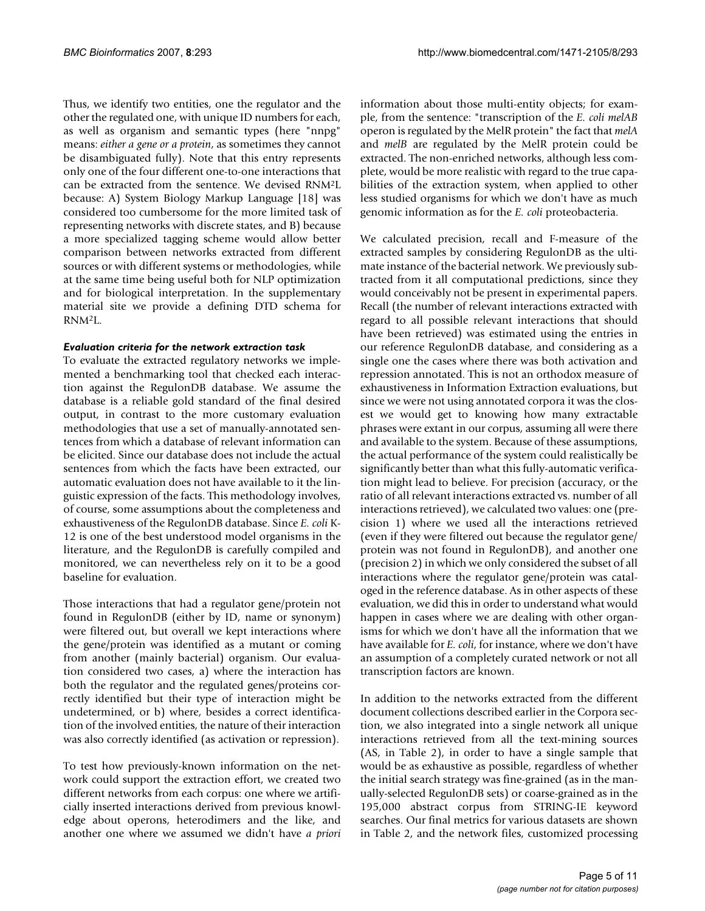Thus, we identify two entities, one the regulator and the other the regulated one, with unique ID numbers for each, as well as organism and semantic types (here "nnpg" means: *either a gene or a protein*, as sometimes they cannot be disambiguated fully). Note that this entry represents only one of the four different one-to-one interactions that can be extracted from the sentence. We devised RNM²L because: A) System Biology Markup Language [18] was considered too cumbersome for the more limited task of representing networks with discrete states, and B) because a more specialized tagging scheme would allow better comparison between networks extracted from different sources or with different systems or methodologies, while at the same time being useful both for NLP optimization and for biological interpretation. In the supplementary material site we provide a defining DTD schema for RNM²L.

### *Evaluation criteria for the network extraction task*

To evaluate the extracted regulatory networks we implemented a benchmarking tool that checked each interaction against the RegulonDB database. We assume the database is a reliable gold standard of the final desired output, in contrast to the more customary evaluation methodologies that use a set of manually-annotated sentences from which a database of relevant information can be elicited. Since our database does not include the actual sentences from which the facts have been extracted, our automatic evaluation does not have available to it the linguistic expression of the facts. This methodology involves, of course, some assumptions about the completeness and exhaustiveness of the RegulonDB database. Since *E. coli* K-12 is one of the best understood model organisms in the literature, and the RegulonDB is carefully compiled and monitored, we can nevertheless rely on it to be a good baseline for evaluation.

Those interactions that had a regulator gene/protein not found in RegulonDB (either by ID, name or synonym) were filtered out, but overall we kept interactions where the gene/protein was identified as a mutant or coming from another (mainly bacterial) organism. Our evaluation considered two cases, a) where the interaction has both the regulator and the regulated genes/proteins correctly identified but their type of interaction might be undetermined, or b) where, besides a correct identification of the involved entities, the nature of their interaction was also correctly identified (as activation or repression).

To test how previously-known information on the network could support the extraction effort, we created two different networks from each corpus: one where we artificially inserted interactions derived from previous knowledge about operons, heterodimers and the like, and another one where we assumed we didn't have *a priori* information about those multi-entity objects; for example, from the sentence: "transcription of the *E. coli melAB* operon is regulated by the MelR protein" the fact that *melA* and *melB* are regulated by the MelR protein could be extracted. The non-enriched networks, although less complete, would be more realistic with regard to the true capabilities of the extraction system, when applied to other less studied organisms for which we don't have as much genomic information as for the *E. coli* proteobacteria.

We calculated precision, recall and F-measure of the extracted samples by considering RegulonDB as the ultimate instance of the bacterial network. We previously subtracted from it all computational predictions, since they would conceivably not be present in experimental papers. Recall (the number of relevant interactions extracted with regard to all possible relevant interactions that should have been retrieved) was estimated using the entries in our reference RegulonDB database, and considering as a single one the cases where there was both activation and repression annotated. This is not an orthodox measure of exhaustiveness in Information Extraction evaluations, but since we were not using annotated corpora it was the closest we would get to knowing how many extractable phrases were extant in our corpus, assuming all were there and available to the system. Because of these assumptions, the actual performance of the system could realistically be significantly better than what this fully-automatic verification might lead to believe. For precision (accuracy, or the ratio of all relevant interactions extracted vs. number of all interactions retrieved), we calculated two values: one (precision 1) where we used all the interactions retrieved (even if they were filtered out because the regulator gene/protein was not found in RegulonDB), and another one (precision 2) in which we only considered the subset of all interactions where the regulator gene/protein was cataloged in the reference database. As in other aspects of these evaluation, we did this in order to understand what would happen in cases where we are dealing with other organisms for which we don't have all the information that we have available for *E. coli*, for instance, where we don't have an assumption of a completely curated network or not all transcription factors are known.

In addition to the networks extracted from the different document collections described earlier in the Corpora section, we also integrated into a single network all unique interactions retrieved from all the text-mining sources (AS, in Table 2), in order to have a single sample that would be as exhaustive as possible, regardless of whether the initial search strategy was fine-grained (as in the manually-selected RegulonDB sets) or coarse-grained as in the 195,000 abstract corpus from STRING-IE keyword searches. Our final metrics for various datasets are shown in Table 2, and the network files, customized processing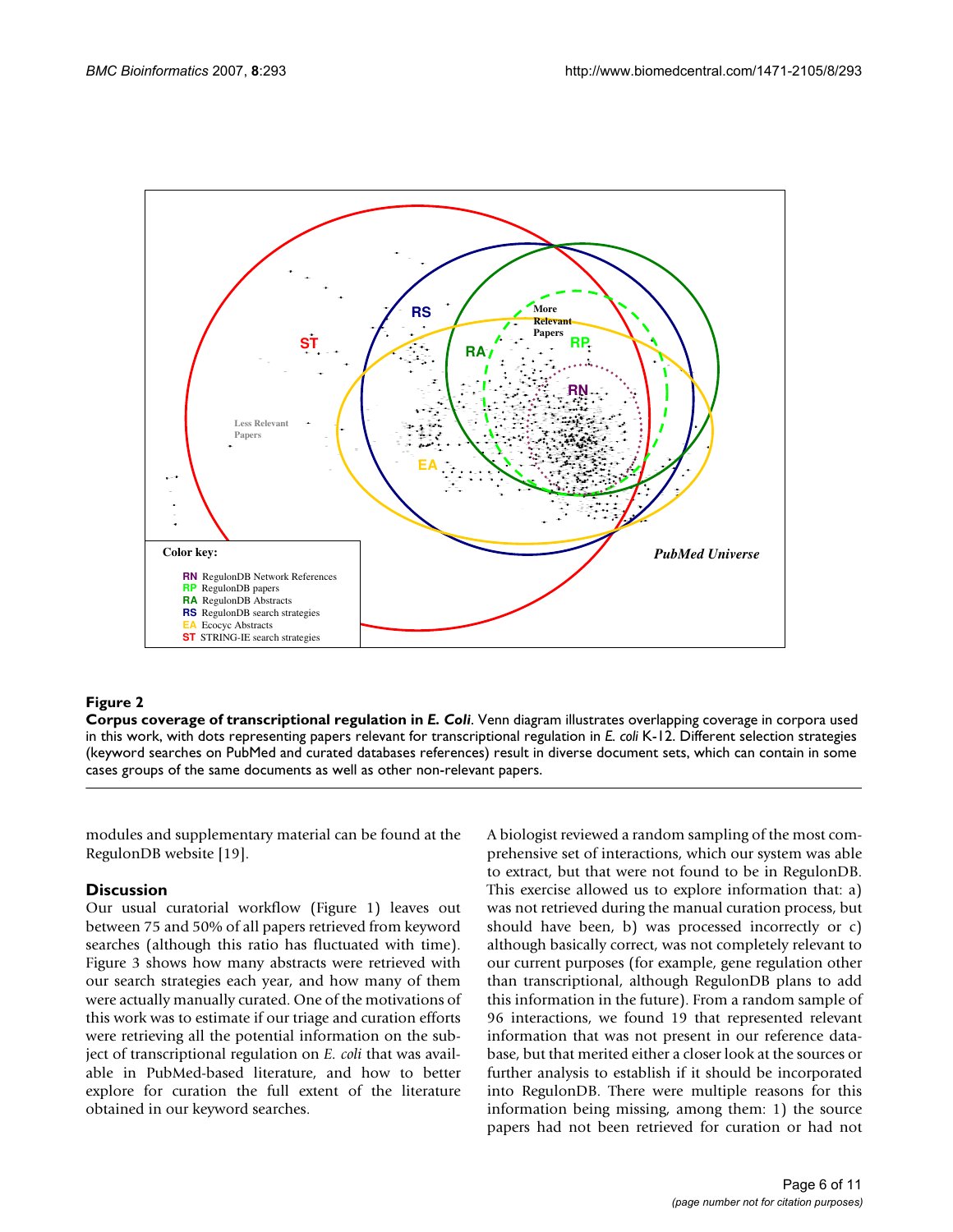ST

RS

RA

More Relevant Papers

RP

RN

Less Relevant Papers

EA

PubMed Universe

Color key:

RN RegulonDB Network References
RP RegulonDB papers
RA RegulonDB Abstracts
RS RegulonDB search strategies
EA Ecocyc Abstracts
ST STRING-IE search strategies

**Figure 2**

**Corpus coverage of transcriptional regulation in *E. Coli***. Venn diagram illustrates overlapping coverage in corpora used in this work, with dots representing papers relevant for transcriptional regulation in *E. coli* K-12. Different selection strategies (keyword searches on PubMed and curated databases references) result in diverse document sets, which can contain in some cases groups of the same documents as well as other non-relevant papers.

modules and supplementary material can be found at the RegulonDB website [19].

## Discussion

Our usual curatorial workflow (Figure 1) leaves out between 75 and 50% of all papers retrieved from keyword searches (although this ratio has fluctuated with time). Figure 3 shows how many abstracts were retrieved with our search strategies each year, and how many of them were actually manually curated. One of the motivations of this work was to estimate if our triage and curation efforts were retrieving all the potential information on the subject of transcriptional regulation on *E. coli* that was available in PubMed-based literature, and how to better explore for curation the full extent of the literature obtained in our keyword searches.

A biologist reviewed a random sampling of the most comprehensive set of interactions, which our system was able to extract, but that were not found to be in RegulonDB. This exercise allowed us to explore information that: a) was not retrieved during the manual curation process, but should have been, b) was processed incorrectly or c) although basically correct, was not completely relevant to our current purposes (for example, gene regulation other than transcriptional, although RegulonDB plans to add this information in the future). From a random sample of 96 interactions, we found 19 that represented relevant information that was not present in our reference database, but that merited either a closer look at the sources or further analysis to establish if it should be incorporated into RegulonDB. There were multiple reasons for this information being missing, among them: 1) the source papers had not been retrieved for curation or had not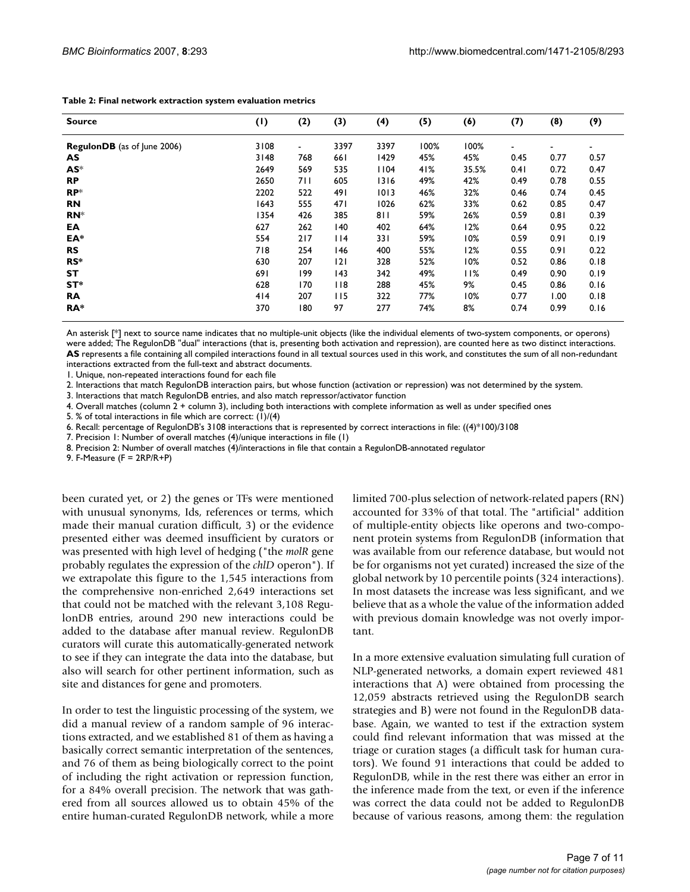**Table 2: Final network extraction system evaluation metrics**

| Source | (1) | (2) | (3) | (4) | (5) | (6) | (7) | (8) | (9) |
|---|---|---|---|---|---|---|---|---|---|
| **RegulonDB** (as of June 2006) | 3108 | - | 3397 | 3397 | 100% | 100% | - | - | - |
| **AS** | 3148 | 768 | 661 | 1429 | 45% | 45% | 0.45 | 0.77 | 0.57 |
| **AS*** | 2649 | 569 | 535 | 1104 | 41% | 35.5% | 0.41 | 0.72 | 0.47 |
| **RP** | 2650 | 711 | 605 | 1316 | 49% | 42% | 0.49 | 0.78 | 0.55 |
| **RP*** | 2202 | 522 | 491 | 1013 | 46% | 32% | 0.46 | 0.74 | 0.45 |
| **RN** | 1643 | 555 | 471 | 1026 | 62% | 33% | 0.62 | 0.85 | 0.47 |
| **RN*** | 1354 | 426 | 385 | 811 | 59% | 26% | 0.59 | 0.81 | 0.39 |
| **EA** | 627 | 262 | 140 | 402 | 64% | 12% | 0.64 | 0.95 | 0.22 |
| **EA*** | 554 | 217 | 114 | 331 | 59% | 10% | 0.59 | 0.91 | 0.19 |
| **RS** | 718 | 254 | 146 | 400 | 55% | 12% | 0.55 | 0.91 | 0.22 |
| **RS*** | 630 | 207 | 121 | 328 | 52% | 10% | 0.52 | 0.86 | 0.18 |
| **ST** | 691 | 199 | 143 | 342 | 49% | 11% | 0.49 | 0.90 | 0.19 |
| **ST*** | 628 | 170 | 118 | 288 | 45% | 9% | 0.45 | 0.86 | 0.16 |
| **RA** | 414 | 207 | 115 | 322 | 77% | 10% | 0.77 | 1.00 | 0.18 |
| **RA*** | 370 | 180 | 97 | 277 | 74% | 8% | 0.74 | 0.99 | 0.16 |

An asterisk [*] next to source name indicates that no multiple-unit objects (like the individual elements of two-system components, or operons) were added; The RegulonDB "dual" interactions (that is, presenting both activation and repression), are counted here as two distinct interactions. **AS** represents a file containing all compiled interactions found in all textual sources used in this work, and constitutes the sum of all non-redundant interactions extracted from the full-text and abstract documents.

1. Unique, non-repeated interactions found for each file
2. Interactions that match RegulonDB interaction pairs, but whose function (activation or repression) was not determined by the system.
3. Interactions that match RegulonDB entries, and also match repressor/activator function
4. Overall matches (column 2 + column 3), including both interactions with complete information as well as under specified ones
5. % of total interactions in file which are correct: (1)/(4)
6. Recall: percentage of RegulonDB's 3108 interactions that is represented by correct interactions in file: ((4)*100)/3108
7. Precision 1: Number of overall matches (4)/unique interactions in file (1)
8. Precision 2: Number of overall matches (4)/interactions in file that contain a RegulonDB-annotated regulator
9. F-Measure (F = 2RP/R+P)

been curated yet, or 2) the genes or TFs were mentioned with unusual synonyms, Ids, references or terms, which made their manual curation difficult, 3) or the evidence presented either was deemed insufficient by curators or was presented with high level of hedging ("the *molR* gene probably regulates the expression of the *chlD* operon"). If we extrapolate this figure to the 1,545 interactions from the comprehensive non-enriched 2,649 interactions set that could not be matched with the relevant 3,108 RegulonDB entries, around 290 new interactions could be added to the database after manual review. RegulonDB curators will curate this automatically-generated network to see if they can integrate the data into the database, but also will search for other pertinent information, such as site and distances for gene and promoters.

In order to test the linguistic processing of the system, we did a manual review of a random sample of 96 interactions extracted, and we established 81 of them as having a basically correct semantic interpretation of the sentences, and 76 of them as being biologically correct to the point of including the right activation or repression function, for a 84% overall precision. The network that was gathered from all sources allowed us to obtain 45% of the entire human-curated RegulonDB network, while a more limited 700-plus selection of network-related papers (RN) accounted for 33% of that total. The "artificial" addition of multiple-entity objects like operons and two-component protein systems from RegulonDB (information that was available from our reference database, but would not be for organisms not yet curated) increased the size of the global network by 10 percentile points (324 interactions). In most datasets the increase was less significant, and we believe that as a whole the value of the information added with previous domain knowledge was not overly important.

In a more extensive evaluation simulating full curation of NLP-generated networks, a domain expert reviewed 481 interactions that A) were obtained from processing the 12,059 abstracts retrieved using the RegulonDB search strategies and B) were not found in the RegulonDB database. Again, we wanted to test if the extraction system could find relevant information that was missed at the triage or curation stages (a difficult task for human curators). We found 91 interactions that could be added to RegulonDB, while in the rest there was either an error in the inference made from the text, or even if the inference was correct the data could not be added to RegulonDB because of various reasons, among them: the regulation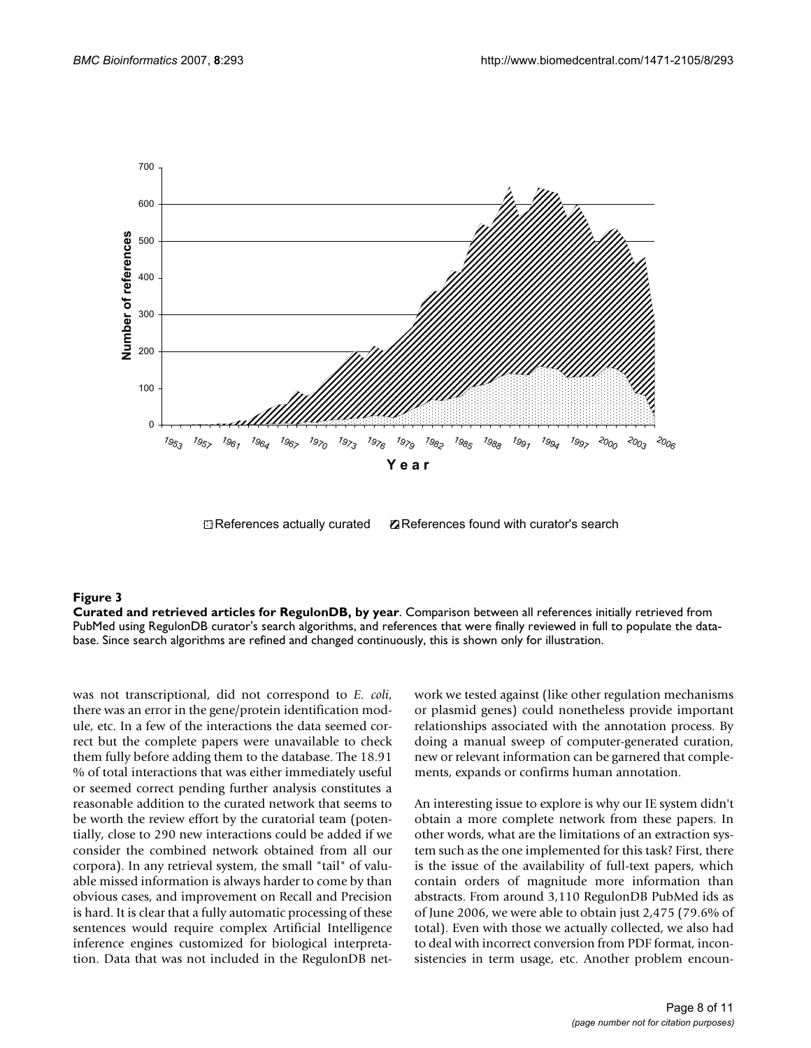**Figure 3**

**Curated and retrieved articles for RegulonDB, by year**. Comparison between all references initially retrieved from PubMed using RegulonDB curator's search algorithms, and references that were finally reviewed in full to populate the database. Since search algorithms are refined and changed continuously, this is shown only for illustration.

was not transcriptional, did not correspond to *E. coli*, there was an error in the gene/protein identification module, etc. In a few of the interactions the data seemed correct but the complete papers were unavailable to check them fully before adding them to the database. The 18.91 % of total interactions that was either immediately useful or seemed correct pending further analysis constitutes a reasonable addition to the curated network that seems to be worth the review effort by the curatorial team (potentially, close to 290 new interactions could be added if we consider the combined network obtained from all our corpora). In any retrieval system, the small "tail" of valuable missed information is always harder to come by than obvious cases, and improvement on Recall and Precision is hard. It is clear that a fully automatic processing of these sentences would require complex Artificial Intelligence inference engines customized for biological interpretation. Data that was not included in the RegulonDB network we tested against (like other regulation mechanisms or plasmid genes) could nonetheless provide important relationships associated with the annotation process. By doing a manual sweep of computer-generated curation, new or relevant information can be garnered that complements, expands or confirms human annotation.

An interesting issue to explore is why our IE system didn't obtain a more complete network from these papers. In other words, what are the limitations of an extraction system such as the one implemented for this task? First, there is the issue of the availability of full-text papers, which contain orders of magnitude more information than abstracts. From around 3,110 RegulonDB PubMed ids as of June 2006, we were able to obtain just 2,475 (79.6% of total). Even with those we actually collected, we also had to deal with incorrect conversion from PDF format, inconsistencies in term usage, etc. Another problem encoun-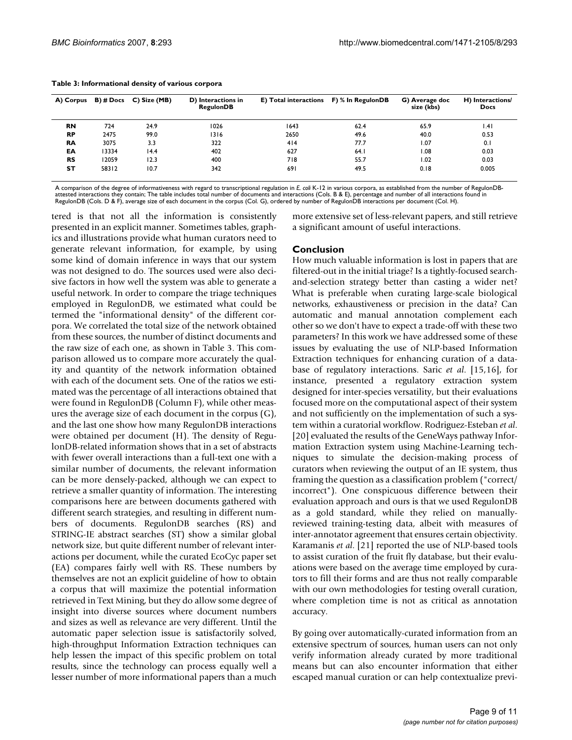**Table 3: Informational density of various corpora**

| A) Corpus | B) # Docs | C) Size (MB) | D) Interactions in RegulonDB | E) Total interactions | F) % In RegulonDB | G) Average doc size (kbs) | H) Interactions/ Docs |
|---|---|---|---|---|---|---|---|
| RN | 724 | 24.9 | 1026 | 1643 | 62.4 | 65.9 | 1.41 |
| RP | 2475 | 99.0 | 1316 | 2650 | 49.6 | 40.0 | 0.53 |
| RA | 3075 | 3.3 | 322 | 414 | 77.7 | 1.07 | 0.1 |
| EA | 13334 | 14.4 | 402 | 627 | 64.1 | 1.08 | 0.03 |
| RS | 12059 | 12.3 | 400 | 718 | 55.7 | 1.02 | 0.03 |
| ST | 58312 | 10.7 | 342 | 691 | 49.5 | 0.18 | 0.005 |

A comparison of the degree of informativeness with regard to transcriptional regulation in *E. coli* K-12 in various corpora, as established from the number of RegulonDB-attested interactions they contain; The table includes total number of documents and interactions (Cols. B & E), percentage and number of all interactions found in RegulonDB (Cols. D & F), average size of each document in the corpus (Col. G), ordered by number of RegulonDB interactions per document (Col. H).

tered is that not all the information is consistently presented in an explicit manner. Sometimes tables, graphics and illustrations provide what human curators need to generate relevant information, for example, by using some kind of domain inference in ways that our system was not designed to do. The sources used were also decisive factors in how well the system was able to generate a useful network. In order to compare the triage techniques employed in RegulonDB, we estimated what could be termed the "informational density" of the different corpora. We correlated the total size of the network obtained from these sources, the number of distinct documents and the raw size of each one, as shown in Table 3. This comparison allowed us to compare more accurately the quality and quantity of the network information obtained with each of the document sets. One of the ratios we estimated was the percentage of all interactions obtained that were found in RegulonDB (Column F), while other measures the average size of each document in the corpus (G), and the last one show how many RegulonDB interactions were obtained per document (H). The density of RegulonDB-related information shows that in a set of abstracts with fewer overall interactions than a full-text one with a similar number of documents, the relevant information can be more densely-packed, although we can expect to retrieve a smaller quantity of information. The interesting comparisons here are between documents gathered with different search strategies, and resulting in different numbers of documents. RegulonDB searches (RS) and STRING-IE abstract searches (ST) show a similar global network size, but quite different number of relevant interactions per document, while the curated EcoCyc paper set (EA) compares fairly well with RS. These numbers by themselves are not an explicit guideline of how to obtain a corpus that will maximize the potential information retrieved in Text Mining, but they do allow some degree of insight into diverse sources where document numbers and sizes as well as relevance are very different. Until the automatic paper selection issue is satisfactorily solved, high-throughput Information Extraction techniques can help lessen the impact of this specific problem on total results, since the technology can process equally well a lesser number of more informational papers than a much more extensive set of less-relevant papers, and still retrieve a significant amount of useful interactions.

## Conclusion

How much valuable information is lost in papers that are filtered-out in the initial triage? Is a tightly-focused search-and-selection strategy better than casting a wider net? What is preferable when curating large-scale biological networks, exhaustiveness or precision in the data? Can automatic and manual annotation complement each other so we don't have to expect a trade-off with these two parameters? In this work we have addressed some of these issues by evaluating the use of NLP-based Information Extraction techniques for enhancing curation of a database of regulatory interactions. Saric *et al.* [15,16], for instance, presented a regulatory extraction system designed for inter-species versatility, but their evaluations focused more on the computational aspect of their system and not sufficiently on the implementation of such a system within a curatorial workflow. Rodriguez-Esteban *et al.* [20] evaluated the results of the GeneWays pathway Information Extraction system using Machine-Learning techniques to simulate the decision-making process of curators when reviewing the output of an IE system, thus framing the question as a classification problem ("correct/incorrect"). One conspicuous difference between their evaluation approach and ours is that we used RegulonDB as a gold standard, while they relied on manually-reviewed training-testing data, albeit with measures of inter-annotator agreement that ensures certain objectivity. Karamanis *et al.* [21] reported the use of NLP-based tools to assist curation of the fruit fly database, but their evaluations were based on the average time employed by curators to fill their forms and are thus not really comparable with our own methodologies for testing overall curation, where completion time is not as critical as annotation accuracy.

By going over automatically-curated information from an extensive spectrum of sources, human users can not only verify information already curated by more traditional means but can also encounter information that either escaped manual curation or can help contextualize previ-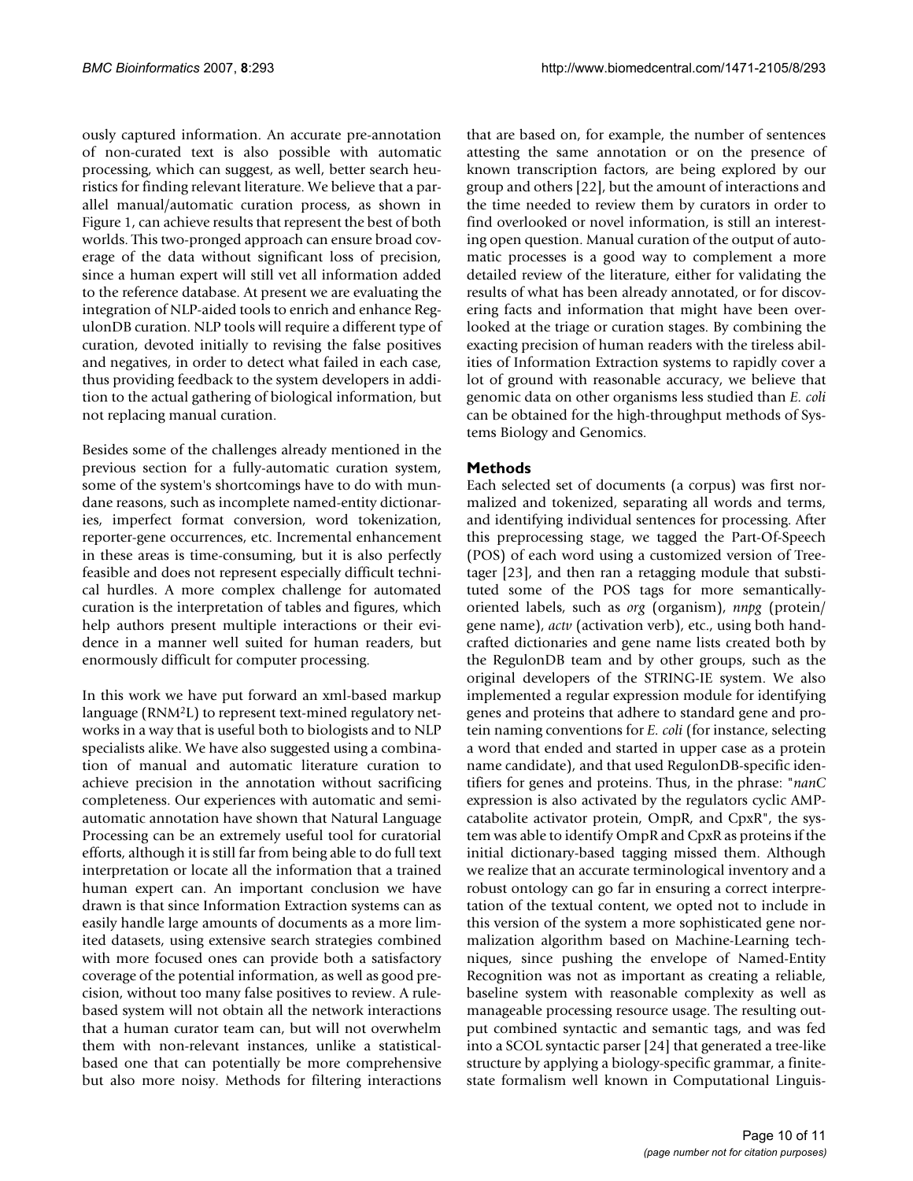ously captured information. An accurate pre-annotation of non-curated text is also possible with automatic processing, which can suggest, as well, better search heuristics for finding relevant literature. We believe that a parallel manual/automatic curation process, as shown in Figure 1, can achieve results that represent the best of both worlds. This two-pronged approach can ensure broad coverage of the data without significant loss of precision, since a human expert will still vet all information added to the reference database. At present we are evaluating the integration of NLP-aided tools to enrich and enhance RegulonDB curation. NLP tools will require a different type of curation, devoted initially to revising the false positives and negatives, in order to detect what failed in each case, thus providing feedback to the system developers in addition to the actual gathering of biological information, but not replacing manual curation.

Besides some of the challenges already mentioned in the previous section for a fully-automatic curation system, some of the system's shortcomings have to do with mundane reasons, such as incomplete named-entity dictionaries, imperfect format conversion, word tokenization, reporter-gene occurrences, etc. Incremental enhancement in these areas is time-consuming, but it is also perfectly feasible and does not represent especially difficult technical hurdles. A more complex challenge for automated curation is the interpretation of tables and figures, which help authors present multiple interactions or their evidence in a manner well suited for human readers, but enormously difficult for computer processing.

In this work we have put forward an xml-based markup language (RNM[2]L) to represent text-mined regulatory networks in a way that is useful both to biologists and to NLP specialists alike. We have also suggested using a combination of manual and automatic literature curation to achieve precision in the annotation without sacrificing completeness. Our experiences with automatic and semi-automatic annotation have shown that Natural Language Processing can be an extremely useful tool for curatorial efforts, although it is still far from being able to do full text interpretation or locate all the information that a trained human expert can. An important conclusion we have drawn is that since Information Extraction systems can as easily handle large amounts of documents as a more limited datasets, using extensive search strategies combined with more focused ones can provide both a satisfactory coverage of the potential information, as well as good precision, without too many false positives to review. A rule-based system will not obtain all the network interactions that a human curator team can, but will not overwhelm them with non-relevant instances, unlike a statistical-based one that can potentially be more comprehensive but also more noisy. Methods for filtering interactions that are based on, for example, the number of sentences attesting the same annotation or on the presence of known transcription factors, are being explored by our group and others [22], but the amount of interactions and the time needed to review them by curators in order to find overlooked or novel information, is still an interesting open question. Manual curation of the output of automatic processes is a good way to complement a more detailed review of the literature, either for validating the results of what has been already annotated, or for discovering facts and information that might have been overlooked at the triage or curation stages. By combining the exacting precision of human readers with the tireless abilities of Information Extraction systems to rapidly cover a lot of ground with reasonable accuracy, we believe that genomic data on other organisms less studied than *E. coli* can be obtained for the high-throughput methods of Systems Biology and Genomics.

## Methods

Each selected set of documents (a corpus) was first normalized and tokenized, separating all words and terms, and identifying individual sentences for processing. After this preprocessing stage, we tagged the Part-Of-Speech (POS) of each word using a customized version of Treetager [23], and then ran a retagging module that substituted some of the POS tags for more semantically-oriented labels, such as *org* (organism), *nnpg* (protein/gene name), *actv* (activation verb), etc., using both hand-crafted dictionaries and gene name lists created both by the RegulonDB team and by other groups, such as the original developers of the STRING-IE system. We also implemented a regular expression module for identifying genes and proteins that adhere to standard gene and protein naming conventions for *E. coli* (for instance, selecting a word that ended and started in upper case as a protein name candidate), and that used RegulonDB-specific identifiers for genes and proteins. Thus, in the phrase: "*nanC* expression is also activated by the regulators cyclic AMP-catabolite activator protein, OmpR, and CpxR", the system was able to identify OmpR and CpxR as proteins if the initial dictionary-based tagging missed them. Although we realize that an accurate terminological inventory and a robust ontology can go far in ensuring a correct interpretation of the textual content, we opted not to include in this version of the system a more sophisticated gene normalization algorithm based on Machine-Learning techniques, since pushing the envelope of Named-Entity Recognition was not as important as creating a reliable, baseline system with reasonable complexity as well as manageable processing resource usage. The resulting output combined syntactic and semantic tags, and was fed into a SCOL syntactic parser [24] that generated a tree-like structure by applying a biology-specific grammar, a finite-state formalism well known in Computational Linguis-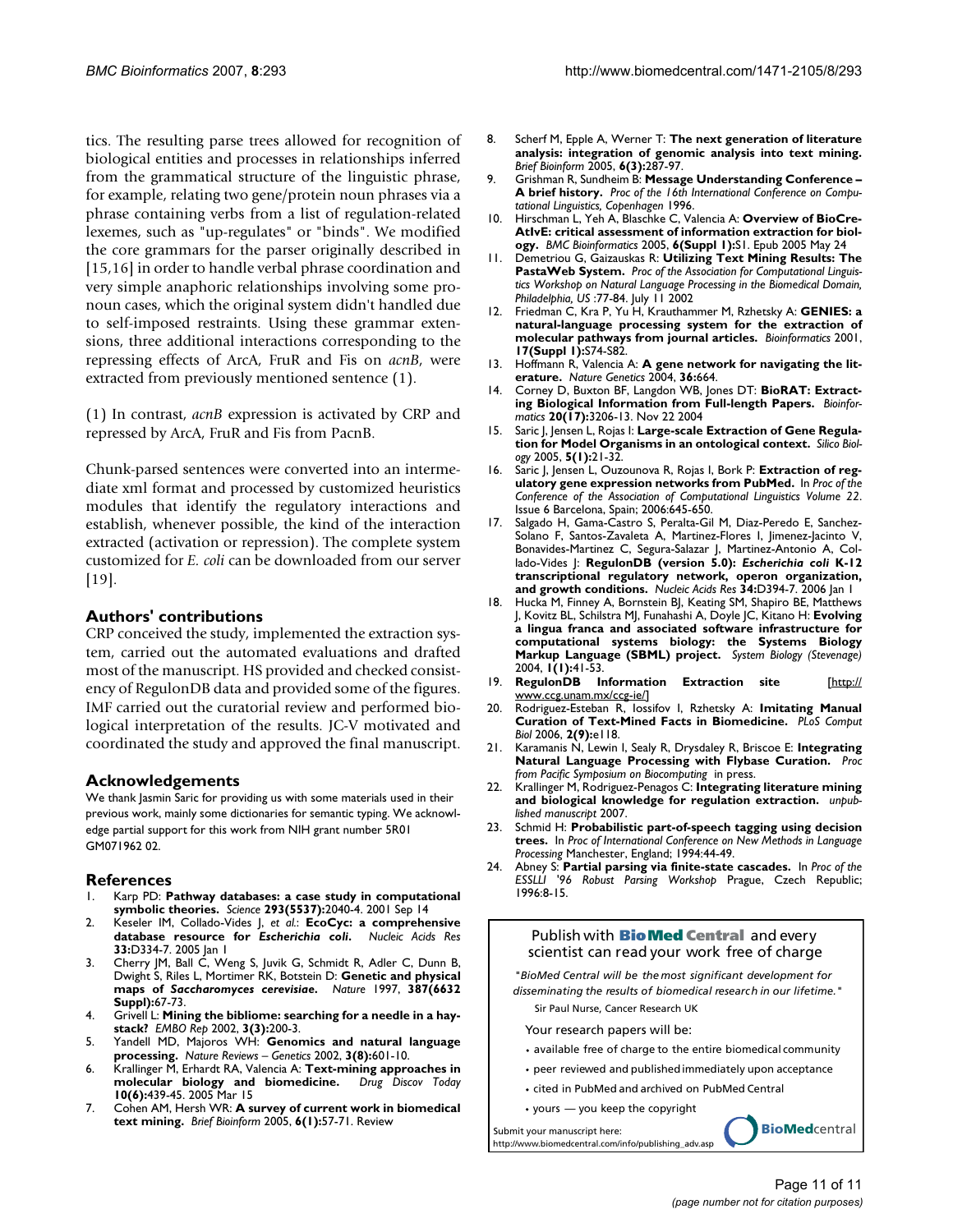tics. The resulting parse trees allowed for recognition of biological entities and processes in relationships inferred from the grammatical structure of the linguistic phrase, for example, relating two gene/protein noun phrases via a phrase containing verbs from a list of regulation-related lexemes, such as "up-regulates" or "binds". We modified the core grammars for the parser originally described in [15,16] in order to handle verbal phrase coordination and very simple anaphoric relationships involving some pronoun cases, which the original system didn't handled due to self-imposed restraints. Using these grammar extensions, three additional interactions corresponding to the repressing effects of ArcA, FruR and Fis on *acnB*, were extracted from previously mentioned sentence (1).

(1) In contrast, *acnB* expression is activated by CRP and repressed by ArcA, FruR and Fis from PacnB.

Chunk-parsed sentences were converted into an intermediate xml format and processed by customized heuristics modules that identify the regulatory interactions and establish, whenever possible, the kind of the interaction extracted (activation or repression). The complete system customized for *E. coli* can be downloaded from our server [19].

## Authors' contributions

CRP conceived the study, implemented the extraction system, carried out the automated evaluations and drafted most of the manuscript. HS provided and checked consistency of RegulonDB data and provided some of the figures. IMF carried out the curatorial review and performed biological interpretation of the results. JC-V motivated and coordinated the study and approved the final manuscript.

## Acknowledgements

We thank Jasmin Saric for providing us with some materials used in their previous work, mainly some dictionaries for semantic typing. We acknowledge partial support for this work from NIH grant number 5R01 GM071962 02.

## References

1. Karp PD: **Pathway databases: a case study in computational symbolic theories.** *Science* **293(5537):**2040-4. 2001 Sep 14
2. Keseler IM, Collado-Vides J, *et al.*: **EcoCyc: a comprehensive database resource for *Escherichia coli*.** *Nucleic Acids Res* **33:**D334-7. 2005 Jan 1
3. Cherry JM, Ball C, Weng S, Juvik G, Schmidt R, Adler C, Dunn B, Dwight S, Riles L, Mortimer RK, Botstein D: **Genetic and physical maps of *Saccharomyces cerevisiae*.** *Nature* 1997, **387(6632 Suppl):**67-73.
4. Grivell L: **Mining the bibliome: searching for a needle in a haystack?** *EMBO Rep* 2002, **3(3):**200-3.
5. Yandell MD, Majoros WH: **Genomics and natural language processing.** *Nature Reviews – Genetics* 2002, **3(8):**601-10.
6. Krallinger M, Erhardt RA, Valencia A: **Text-mining approaches in molecular biology and biomedicine.** *Drug Discov Today* **10(6):**439-45. 2005 Mar 15
7. Cohen AM, Hersh WR: **A survey of current work in biomedical text mining.** *Brief Bioinform* 2005, **6(1):**57-71. Review
8. Scherf M, Epple A, Werner T: **The next generation of literature analysis: integration of genomic analysis into text mining.** *Brief Bioinform* 2005, **6(3):**287-97.
9. Grishman R, Sundheim B: **Message Understanding Conference – A brief history.** *Proc of the 16th International Conference on Computational Linguistics, Copenhagen* 1996.
10. Hirschman L, Yeh A, Blaschke C, Valencia A: **Overview of BioCreAtIvE: critical assessment of information extraction for biology.** *BMC Bioinformatics* 2005, **6(Suppl 1):**S1. Epub 2005 May 24
11. Demetriou G, Gaizauskas R: **Utilizing Text Mining Results: The PastaWeb System.** *Proc of the Association for Computational Linguistics Workshop on Natural Language Processing in the Biomedical Domain, Philadelphia, US* :77-84. July 11 2002
12. Friedman C, Kra P, Yu H, Krauthammer M, Rzhetsky A: **GENIES: a natural-language processing system for the extraction of molecular pathways from journal articles.** *Bioinformatics* 2001, **17(Suppl 1):**S74-S82.
13. Hoffmann R, Valencia A: **A gene network for navigating the literature.** *Nature Genetics* 2004, **36:**664.
14. Corney D, Buxton BF, Langdon WB, Jones DT: **BioRAT: Extracting Biological Information from Full-length Papers.** *Bioinformatics* **20(17):**3206-13. Nov 22 2004
15. Saric J, Jensen L, Rojas I: **Large-scale Extraction of Gene Regulation for Model Organisms in an ontological context.** *Silico Biology* 2005, **5(1):**21-32.
16. Saric J, Jensen L, Ouzounova R, Rojas I, Bork P: **Extraction of regulatory gene expression networks from PubMed.** In *Proc of the Conference of the Association of Computational Linguistics Volume 22*. Issue 6 Barcelona, Spain; 2006:645-650.
17. Salgado H, Gama-Castro S, Peralta-Gil M, Diaz-Peredo E, Sanchez-Solano F, Santos-Zavaleta A, Martinez-Flores I, Jimenez-Jacinto V, Bonavides-Martinez C, Segura-Salazar J, Martinez-Antonio A, Collado-Vides J: **RegulonDB (version 5.0): *Escherichia coli* K-12 transcriptional regulatory network, operon organization, and growth conditions.** *Nucleic Acids Res* **34:**D394-7. 2006 Jan 1
18. Hucka M, Finney A, Bornstein BJ, Keating SM, Shapiro BE, Matthews J, Kovitz BL, Schilstra MJ, Funahashi A, Doyle JC, Kitano H: **Evolving a lingua franca and associated software infrastructure for computational systems biology: the Systems Biology Markup Language (SBML) project.** *System Biology (Stevenage)* 2004, **1(1):**41-53.
19. **RegulonDB Information Extraction site** [http://www.ccg.unam.mx/ccg-ie/]
20. Rodriguez-Esteban R, Iossifov I, Rzhetsky A: **Imitating Manual Curation of Text-Mined Facts in Biomedicine.** *PLoS Comput Biol* 2006, **2(9):**e118.
21. Karamanis N, Lewin I, Sealy R, Drysdaley R, Briscoe E: **Integrating Natural Language Processing with Flybase Curation.** *Proc from Pacific Symposium on Biocomputing* in press.
22. Krallinger M, Rodriguez-Penagos C: **Integrating literature mining and biological knowledge for regulation extraction.** *unpublished manuscript* 2007.
23. Schmid H: **Probabilistic part-of-speech tagging using decision trees.** In *Proc of International Conference on New Methods in Language Processing* Manchester, England; 1994:44-49.
24. Abney S: **Partial parsing via finite-state cascades.** In *Proc of the ESSLLI '96 Robust Parsing Workshop* Prague, Czech Republic; 1996:8-15.

Publish with **BioMed Central** and every scientist can read your work free of charge

*"BioMed Central will be the most significant development for disseminating the results of biomedical research in our lifetime."*

Sir Paul Nurse, Cancer Research UK

Your research papers will be:

- available free of charge to the entire biomedical community
- peer reviewed and published immediately upon acceptance
- cited in PubMed and archived on PubMed Central
- yours — you keep the copyright

Submit your manuscript here:
http://www.biomedcentral.com/info/publishing_adv.asp

BioMedcentral